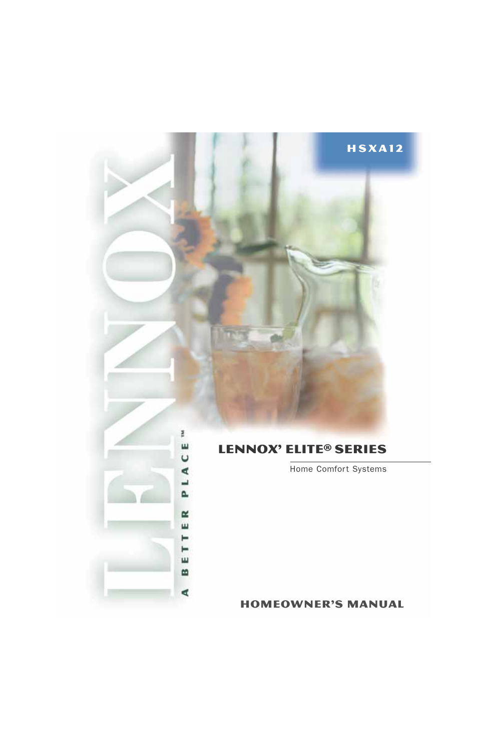HSXA12

LENNOX

A BETTER PLACE™

# LENNOX' ELITE® SERIES

Home Comfort Systems

## HOMEOWNER'S MANUAL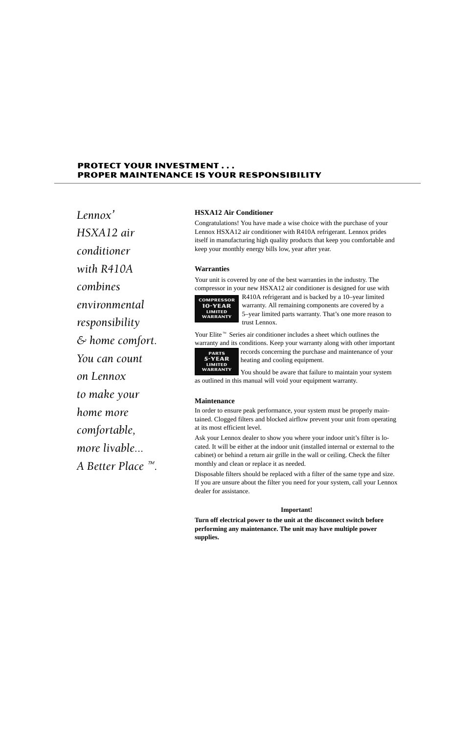## PROTECT YOUR INVESTMENT . . .
## PROPER MAINTENANCE IS YOUR RESPONSIBILITY

*Lennox' HSXA12 air conditioner with R410A combines environmental responsibility & home comfort. You can count on Lennox to make your home more comfortable, more livable... A Better Place ™.*

### HSXA12 Air Conditioner

Congratulations! You have made a wise choice with the purchase of your Lennox HSXA12 air conditioner with R410A refrigerant. Lennox prides itself in manufacturing high quality products that keep you comfortable and keep your monthly energy bills low, year after year.

### Warranties

Your unit is covered by one of the best warranties in the industry. The compressor in your new HSXA12 air conditioner is designed for use with R410A refrigerant and is backed by a 10–year limited warranty. All remaining components are covered by a 5–year limited parts warranty. That's one more reason to trust Lennox.

**COMPRESSOR 10-YEAR LIMITED WARRANTY**

Your Elite™ Series air conditioner includes a sheet which outlines the warranty and its conditions. Keep your warranty along with other important records concerning the purchase and maintenance of your heating and cooling equipment.

**PARTS 5-YEAR LIMITED WARRANTY**

You should be aware that failure to maintain your system as outlined in this manual will void your equipment warranty.

### Maintenance

In order to ensure peak performance, your system must be properly maintained. Clogged filters and blocked airflow prevent your unit from operating at its most efficient level.

Ask your Lennox dealer to show you where your indoor unit's filter is located. It will be either at the indoor unit (installed internal or external to the cabinet) or behind a return air grille in the wall or ceiling. Check the filter monthly and clean or replace it as needed.

Disposable filters should be replaced with a filter of the same type and size. If you are unsure about the filter you need for your system, call your Lennox dealer for assistance.

**Important!**

**Turn off electrical power to the unit at the disconnect switch before performing any maintenance. The unit may have multiple power supplies.**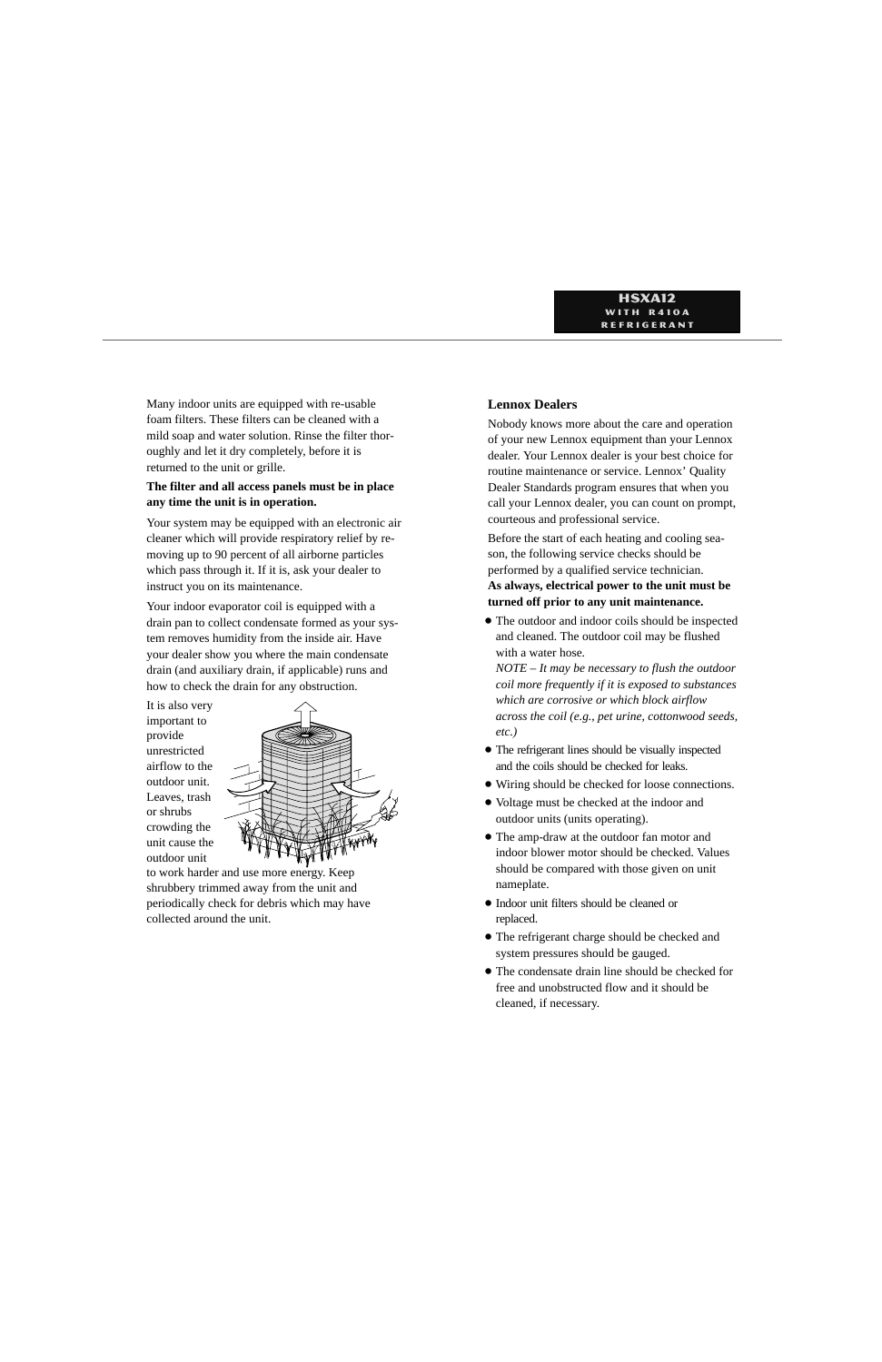Many indoor units are equipped with re-usable foam filters. These filters can be cleaned with a mild soap and water solution. Rinse the filter thoroughly and let it dry completely, before it is returned to the unit or grille.

**The filter and all access panels must be in place any time the unit is in operation.**

Your system may be equipped with an electronic air cleaner which will provide respiratory relief by removing up to 90 percent of all airborne particles which pass through it. If it is, ask your dealer to instruct you on its maintenance.

Your indoor evaporator coil is equipped with a drain pan to collect condensate formed as your system removes humidity from the inside air. Have your dealer show you where the main condensate drain (and auxiliary drain, if applicable) runs and how to check the drain for any obstruction.

It is also very important to provide unrestricted airflow to the outdoor unit. Leaves, trash or shrubs crowding the unit cause the outdoor unit to work harder and use more energy. Keep shrubbery trimmed away from the unit and periodically check for debris which may have collected around the unit.

### Lennox Dealers

Nobody knows more about the care and operation of your new Lennox equipment than your Lennox dealer. Your Lennox dealer is your best choice for routine maintenance or service. Lennox' Quality Dealer Standards program ensures that when you call your Lennox dealer, you can count on prompt, courteous and professional service.

Before the start of each heating and cooling season, the following service checks should be performed by a qualified service technician.
**As always, electrical power to the unit must be turned off prior to any unit maintenance.**

- The outdoor and indoor coils should be inspected and cleaned. The outdoor coil may be flushed with a water hose.
  *NOTE – It may be necessary to flush the outdoor coil more frequently if it is exposed to substances which are corrosive or which block airflow across the coil (e.g., pet urine, cottonwood seeds, etc.)*
- The refrigerant lines should be visually inspected and the coils should be checked for leaks.
- Wiring should be checked for loose connections.
- Voltage must be checked at the indoor and outdoor units (units operating).
- The amp-draw at the outdoor fan motor and indoor blower motor should be checked. Values should be compared with those given on unit nameplate.
- Indoor unit filters should be cleaned or replaced.
- The refrigerant charge should be checked and system pressures should be gauged.
- The condensate drain line should be checked for free and unobstructed flow and it should be cleaned, if necessary.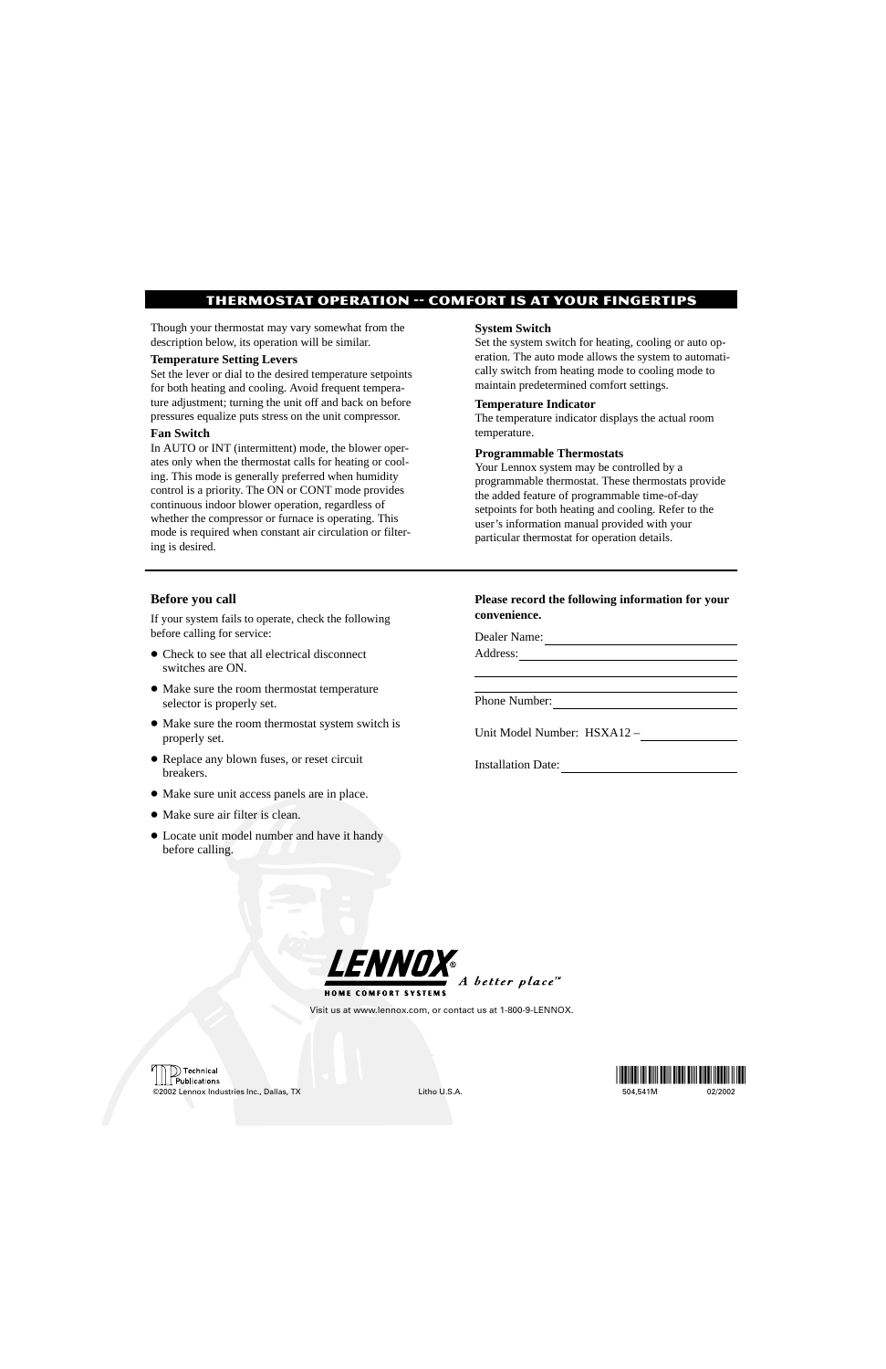## THERMOSTAT OPERATION -- COMFORT IS AT YOUR FINGERTIPS

Though your thermostat may vary somewhat from the description below, its operation will be similar.

**Temperature Setting Levers**

Set the lever or dial to the desired temperature setpoints for both heating and cooling. Avoid frequent temperature adjustment; turning the unit off and back on before pressures equalize puts stress on the unit compressor.

**Fan Switch**

In AUTO or INT (intermittent) mode, the blower operates only when the thermostat calls for heating or cooling. This mode is generally preferred when humidity control is a priority. The ON or CONT mode provides continuous indoor blower operation, regardless of whether the compressor or furnace is operating. This mode is required when constant air circulation or filtering is desired.

**System Switch**

Set the system switch for heating, cooling or auto operation. The auto mode allows the system to automatically switch from heating mode to cooling mode to maintain predetermined comfort settings.

**Temperature Indicator**

The temperature indicator displays the actual room temperature.

**Programmable Thermostats**

Your Lennox system may be controlled by a programmable thermostat. These thermostats provide the added feature of programmable time-of-day setpoints for both heating and cooling. Refer to the user's information manual provided with your particular thermostat for operation details.

### Before you call

If your system fails to operate, check the following before calling for service:

- Check to see that all electrical disconnect switches are ON.
- Make sure the room thermostat temperature selector is properly set.
- Make sure the room thermostat system switch is properly set.
- Replace any blown fuses, or reset circuit breakers.
- Make sure unit access panels are in place.
- Make sure air filter is clean.
- Locate unit model number and have it handy before calling.

**Please record the following information for your convenience.**

Dealer Name: ____________________

Address: ____________________

____________________

____________________

Phone Number: ____________________

Unit Model Number: HSXA12 – ____________

Installation Date: ____________________

LENNOX® HOME COMFORT SYSTEMS *A better place™*

Visit us at www.lennox.com, or contact us at 1-800-9-LENNOX.

Technical Publications

©2002 Lennox Industries Inc., Dallas, TX Litho U.S.A. 504,541M 02/2002